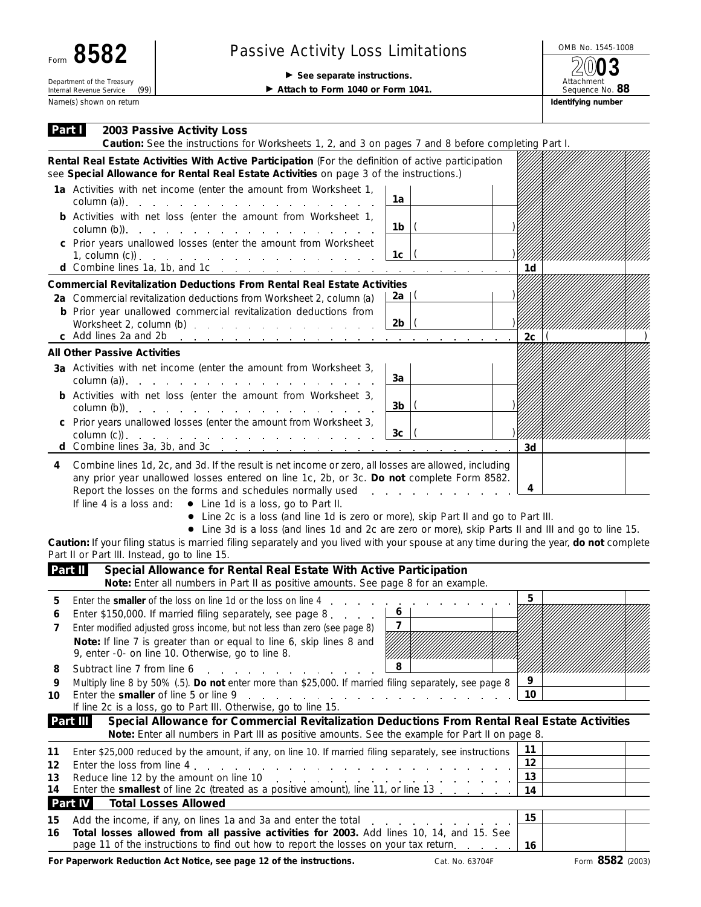Form **8582**

Department of the Treasury
Internal Revenue Service (99)

# Passive Activity Loss Limitations

▶ **See separate instructions.**

▶ **Attach to Form 1040 or Form 1041.**

OMB No. 1545-1008

**2003**

Attachment Sequence No. **88**

Name(s) shown on return | **Identifying number**

## Part I 2003 Passive Activity Loss

**Caution:** See the instructions for Worksheets 1, 2, and 3 on pages 7 and 8 before completing Part I.

**Rental Real Estate Activities With Active Participation** (For the definition of active participation see **Special Allowance for Rental Real Estate Activities** on page 3 of the instructions.)

| | | | | |
|---|---|---|---|---|
| **1a** Activities with net income (enter the amount from Worksheet 1, column (a)) | 1a | | | |
| **b** Activities with net loss (enter the amount from Worksheet 1, column (b)) | 1b | ( ) | | |
| **c** Prior years unallowed losses (enter the amount from Worksheet 1, column (c)) | 1c | ( ) | | |
| **d** Combine lines 1a, 1b, and 1c | | | 1d | |

**Commercial Revitalization Deductions From Rental Real Estate Activities**

| | | | | |
|---|---|---|---|---|
| **2a** Commercial revitalization deductions from Worksheet 2, column (a) | 2a | ( ) | | |
| **b** Prior year unallowed commercial revitalization deductions from Worksheet 2, column (b) | 2b | ( ) | | |
| **c** Add lines 2a and 2b | | | 2c | ( ) |

**All Other Passive Activities**

| | | | | |
|---|---|---|---|---|
| **3a** Activities with net income (enter the amount from Worksheet 3, column (a)) | 3a | | | |
| **b** Activities with net loss (enter the amount from Worksheet 3, column (b)) | 3b | ( ) | | |
| **c** Prior years unallowed losses (enter the amount from Worksheet 3, column (c)) | 3c | ( ) | | |
| **d** Combine lines 3a, 3b, and 3c | | | 3d | |

**4** Combine lines 1d, 2c, and 3d. If the result is net income or zero, all losses are allowed, including any prior year unallowed losses entered on line 1c, 2b, or 3c. **Do not** complete Form 8582. Report the losses on the forms and schedules normally used . . . **4**

If line 4 is a loss and:
- Line 1d is a loss, go to Part II.
- Line 2c is a loss (and line 1d is zero or more), skip Part II and go to Part III.
- Line 3d is a loss (and lines 1d and 2c are zero or more), skip Parts II and III and go to line 15.

**Caution:** If your filing status is married filing separately and you lived with your spouse at any time during the year, **do not** complete Part II or Part III. Instead, go to line 15.

## Part II Special Allowance for Rental Real Estate With Active Participation

**Note:** Enter all numbers in Part II as positive amounts. See page 8 for an example.

| | | | | |
|---|---|---|---|---|
| **5** Enter the **smaller** of the loss on line 1d or the loss on line 4 | | | 5 | |
| **6** Enter $150,000. If married filing separately, see page 8 | 6 | | | |
| **7** Enter modified adjusted gross income, but not less than zero (see page 8) | 7 | | | |
| **Note:** If line 7 is greater than or equal to line 6, skip lines 8 and 9, enter -0- on line 10. Otherwise, go to line 8. | | | | |
| **8** Subtract line 7 from line 6 | 8 | | | |
| **9** Multiply line 8 by 50% (.5). **Do not** enter more than $25,000. If married filing separately, see page 8 | | | 9 | |
| **10** Enter the **smaller** of line 5 or line 9 | | | 10 | |

If line 2c is a loss, go to Part III. Otherwise, go to line 15.

## Part III Special Allowance for Commercial Revitalization Deductions From Rental Real Estate Activities

**Note:** Enter all numbers in Part III as positive amounts. See the example for Part II on page 8.

| | | |
|---|---|---|
| **11** Enter $25,000 reduced by the amount, if any, on line 10. If married filing separately, see instructions | 11 | |
| **12** Enter the loss from line 4 | 12 | |
| **13** Reduce line 12 by the amount on line 10 | 13 | |
| **14** Enter the **smallest** of line 2c (treated as a positive amount), line 11, or line 13 | 14 | |

## Part IV Total Losses Allowed

| | | |
|---|---|---|
| **15** Add the income, if any, on lines 1a and 3a and enter the total | 15 | |
| **16** **Total losses allowed from all passive activities for 2003.** Add lines 10, 14, and 15. See page 11 of the instructions to find out how to report the losses on your tax return | 16 | |

**For Paperwork Reduction Act Notice, see page 12 of the instructions.** Cat. No. 63704F Form **8582** (2003)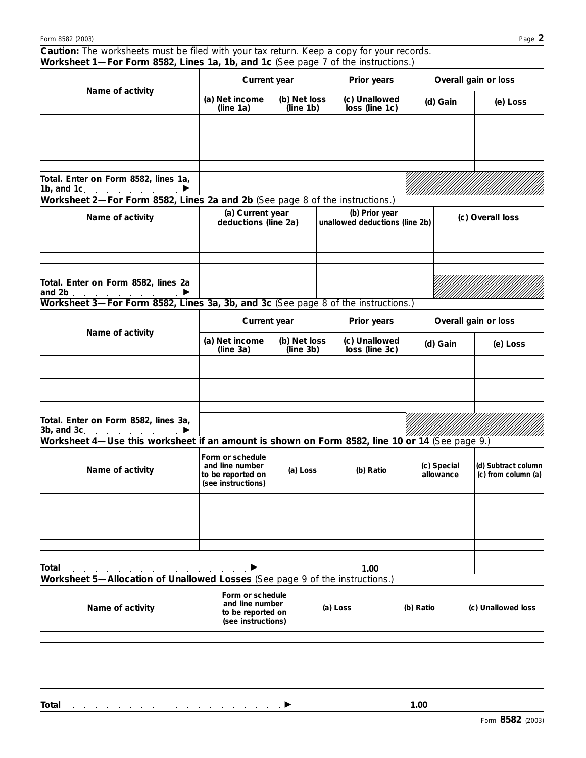**Caution:** The worksheets must be filed with your tax return. Keep a copy for your records.

## Worksheet 1—For Form 8582, Lines 1a, 1b, and 1c (See page 7 of the instructions.)

| Name of activity | Current year | | Prior years | Overall gain or loss | |
|---|---|---|---|---|---|
| | (a) Net income (line 1a) | (b) Net loss (line 1b) | (c) Unallowed loss (line 1c) | (d) Gain | (e) Loss |
| | | | | | |
| | | | | | |
| | | | | | |
| | | | | | |
| | | | | | |
| Total. Enter on Form 8582, lines 1a, 1b, and 1c . . . . . . . . . ▶ | | | | | |

## Worksheet 2—For Form 8582, Lines 2a and 2b (See page 8 of the instructions.)

| Name of activity | (a) Current year deductions (line 2a) | (b) Prior year unallowed deductions (line 2b) | (c) Overall loss |
|---|---|---|---|
| | | | |
| | | | |
| | | | |
| | | | |
| Total. Enter on Form 8582, lines 2a and 2b . . . . . . . . . . ▶ | | | |

## Worksheet 3—For Form 8582, Lines 3a, 3b, and 3c (See page 8 of the instructions.)

| Name of activity | Current year | | Prior years | Overall gain or loss | |
|---|---|---|---|---|---|
| | (a) Net income (line 3a) | (b) Net loss (line 3b) | (c) Unallowed loss (line 3c) | (d) Gain | (e) Loss |
| | | | | | |
| | | | | | |
| | | | | | |
| | | | | | |
| | | | | | |
| Total. Enter on Form 8582, lines 3a, 3b, and 3c . . . . . . . . . ▶ | | | | | |

## Worksheet 4—Use this worksheet if an amount is shown on Form 8582, line 10 or 14 (See page 9.)

| Name of activity | Form or schedule and line number to be reported on (see instructions) | (a) Loss | (b) Ratio | (c) Special allowance | (d) Subtract column (c) from column (a) |
|---|---|---|---|---|---|
| | | | | | |
| | | | | | |
| | | | | | |
| | | | | | |
| | | | | | |
| Total . . . . . . . . . . . . . . . . . . ▶ | | | 1.00 | | |

## Worksheet 5—Allocation of Unallowed Losses (See page 9 of the instructions.)

| Name of activity | Form or schedule and line number to be reported on (see instructions) | (a) Loss | (b) Ratio | (c) Unallowed loss |
|---|---|---|---|---|
| | | | | |
| | | | | |
| | | | | |
| | | | | |
| | | | | |
| Total . . . . . . . . . . . . . . . . . . . . . ▶ | | | 1.00 | |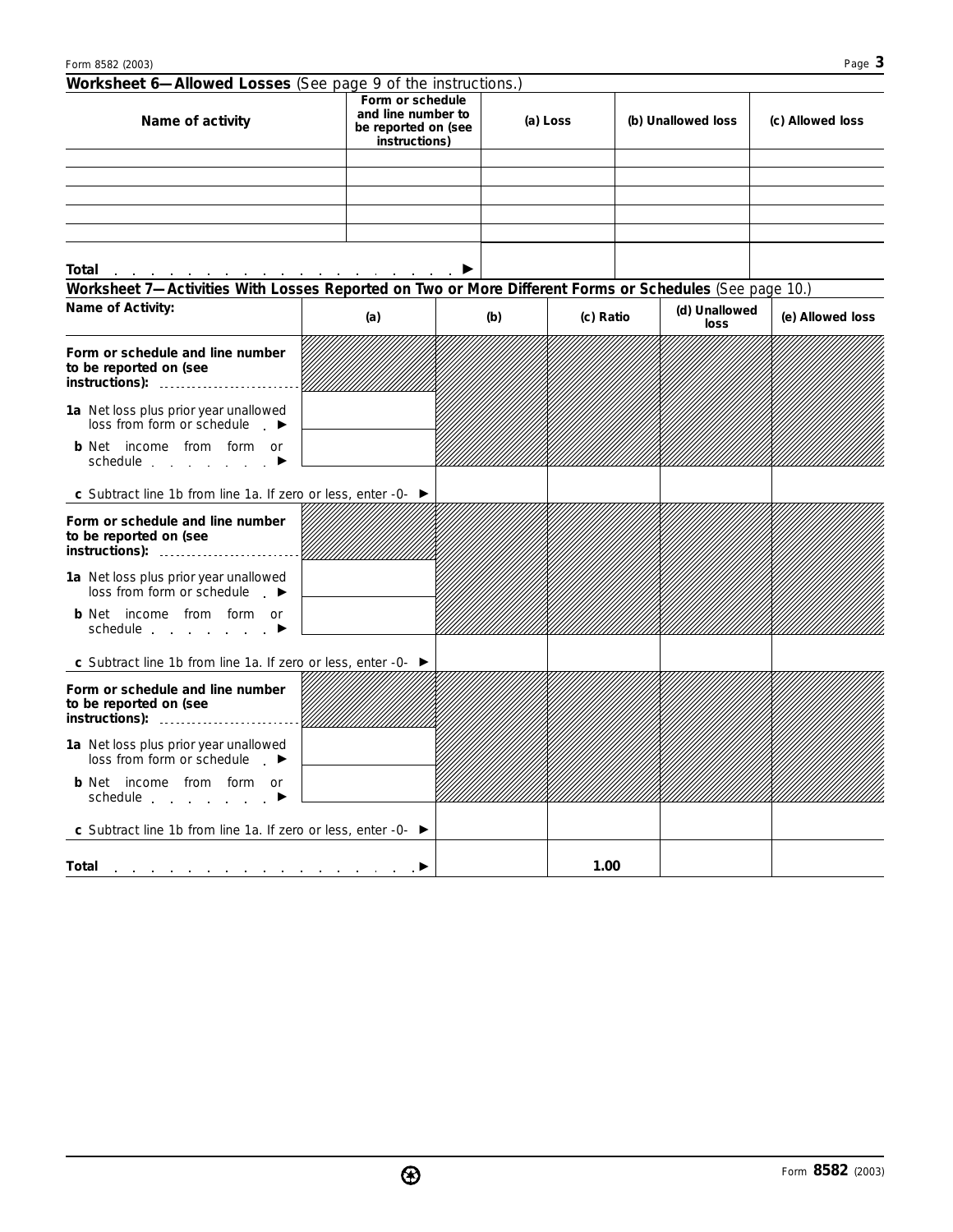## Worksheet 6—Allowed Losses *(See page 9 of the instructions.)*

| Name of activity | Form or schedule and line number to be reported on (see instructions) | (a) Loss | (b) Unallowed loss | (c) Allowed loss |
|---|---|---|---|---|
| | | | | |
| | | | | |
| | | | | |
| | | | | |
| | | | | |
| **Total** ▶ | | | | |

## Worksheet 7—Activities With Losses Reported on Two or More Different Forms or Schedules *(See page 10.)*

| Name of Activity: | (a) | (b) | (c) Ratio | (d) Unallowed loss | (e) Allowed loss |
|---|---|---|---|---|---|
| **Form or schedule and line number to be reported on (see instructions):** | | | | | |
| **1a** Net loss plus prior year unallowed loss from form or schedule ▶ | | | | | |
| **b** Net income from form or schedule ▶ | | | | | |
| **c** Subtract line 1b from line 1a. If zero or less, enter -0- ▶ | | | | | |
| **Form or schedule and line number to be reported on (see instructions):** | | | | | |
| **1a** Net loss plus prior year unallowed loss from form or schedule ▶ | | | | | |
| **b** Net income from form or schedule ▶ | | | | | |
| **c** Subtract line 1b from line 1a. If zero or less, enter -0- ▶ | | | | | |
| **Form or schedule and line number to be reported on (see instructions):** | | | | | |
| **1a** Net loss plus prior year unallowed loss from form or schedule ▶ | | | | | |
| **b** Net income from form or schedule ▶ | | | | | |
| **c** Subtract line 1b from line 1a. If zero or less, enter -0- ▶ | | | | | |
| **Total** ▶ | | | 1.00 | | |